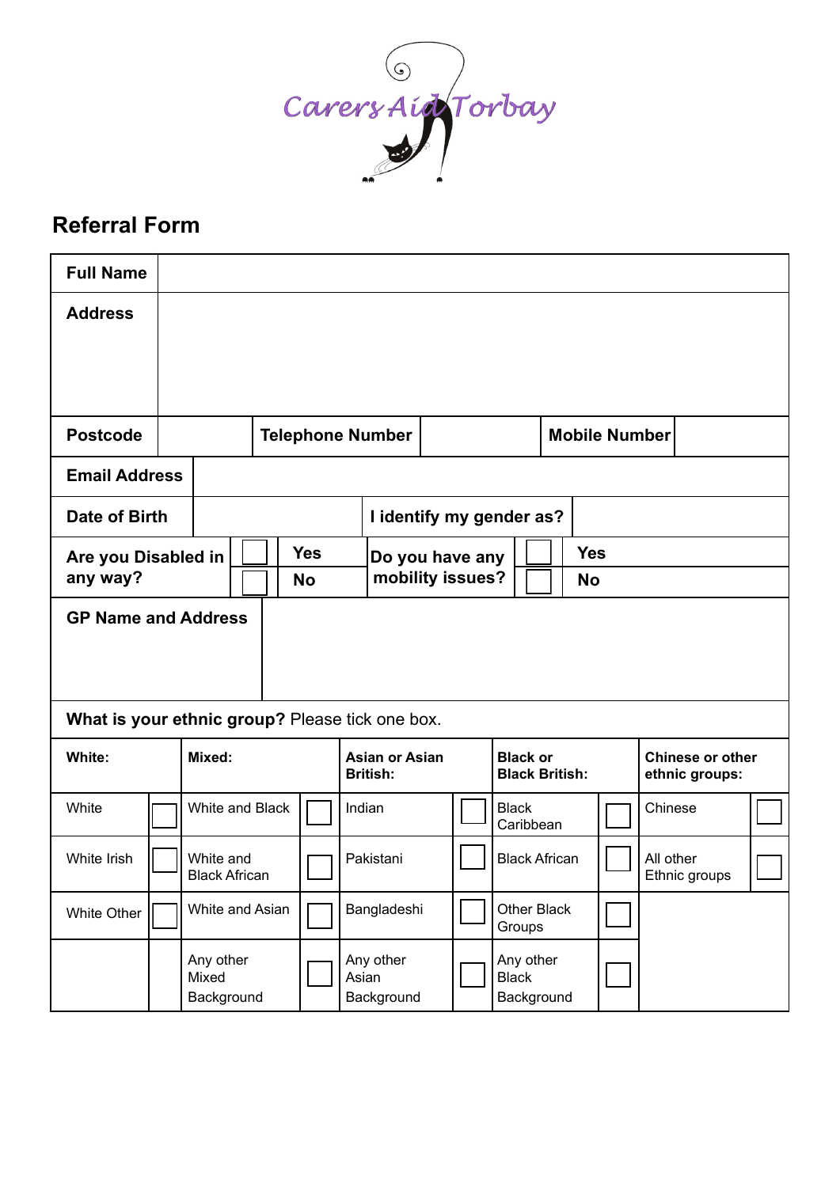Carers Aid Torbay

## Referral Form

| **Full Name** | | | | | |
|---|---|---|---|---|---|
| **Address** | | | | | |
| **Postcode** | | **Telephone Number** | | **Mobile Number** | |
| **Email Address** | | | | | |
| **Date of Birth** | | **I identify my gender as?** | | | |

| **Are you Disabled in any way?** | ☐ | **Yes** | **Do you have any mobility issues?** | ☐ | **Yes** |
|---|---|---|---|---|---|
| | ☐ | **No** | | ☐ | **No** |

| **GP Name and Address** | |
|---|---|

**What is your ethnic group?** Please tick one box.

| **White:** | | **Mixed:** | | **Asian or Asian British:** | | **Black or Black British:** | | **Chinese or other ethnic groups:** | |
|---|---|---|---|---|---|---|---|---|---|
| White | ☐ | White and Black | ☐ | Indian | ☐ | Black Caribbean | ☐ | Chinese | ☐ |
| White Irish | ☐ | White and Black African | ☐ | Pakistani | ☐ | Black African | ☐ | All other Ethnic groups | ☐ |
| White Other | ☐ | White and Asian | ☐ | Bangladeshi | ☐ | Other Black Groups | ☐ | | |
| | | Any other Mixed Background | ☐ | Any other Asian Background | ☐ | Any other Black Background | ☐ | | |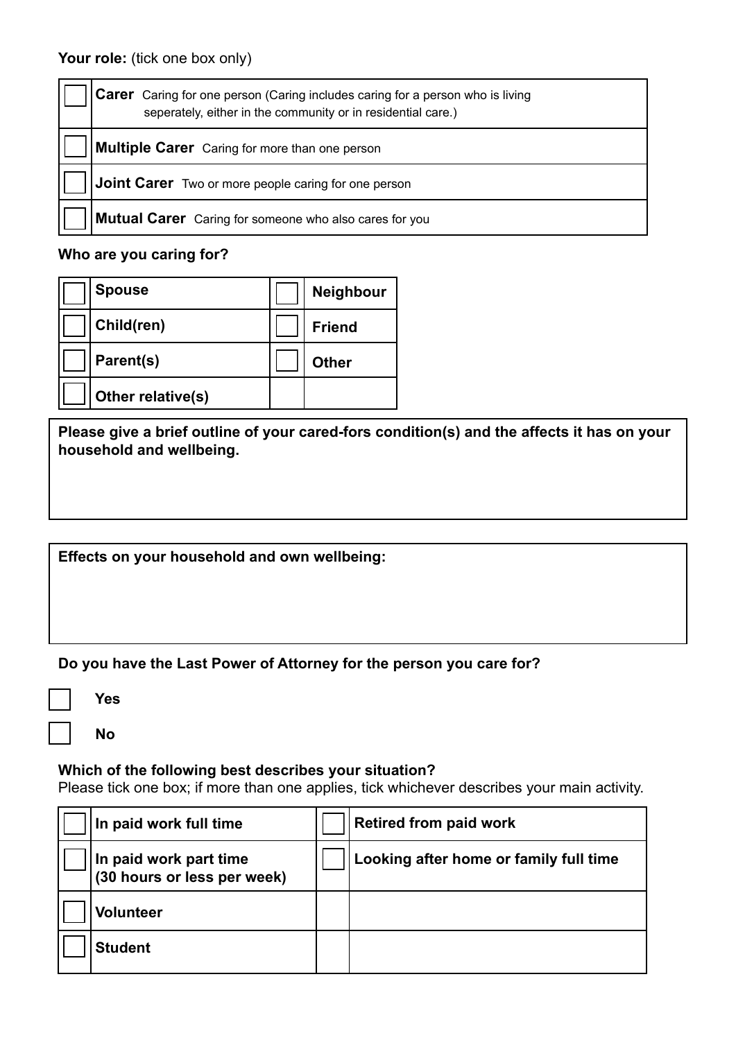**Your role:** (tick one box only)

| | |
|---|---|
| ☐ | **Carer** Caring for one person (Caring includes caring for a person who is living seperately, either in the community or in residential care.) |
| ☐ | **Multiple Carer** Caring for more than one person |
| ☐ | **Joint Carer** Two or more people caring for one person |
| ☐ | **Mutual Carer** Caring for someone who also cares for you |

**Who are you caring for?**

| | | | |
|---|---|---|---|
| ☐ | **Spouse** | ☐ | **Neighbour** |
| ☐ | **Child(ren)** | ☐ | **Friend** |
| ☐ | **Parent(s)** | ☐ | **Other** |
| ☐ | **Other relative(s)** | | |

**Please give a brief outline of your cared-fors condition(s) and the affects it has on your household and wellbeing.**

**Effects on your household and own wellbeing:**

**Do you have the Last Power of Attorney for the person you care for?**

☐ **Yes**

☐ **No**

**Which of the following best describes your situation?**
Please tick one box; if more than one applies, tick whichever describes your main activity.

| | | | |
|---|---|---|---|
| ☐ | **In paid work full time** | ☐ | **Retired from paid work** |
| ☐ | **In paid work part time (30 hours or less per week)** | ☐ | **Looking after home or family full time** |
| ☐ | **Volunteer** | | |
| ☐ | **Student** | | |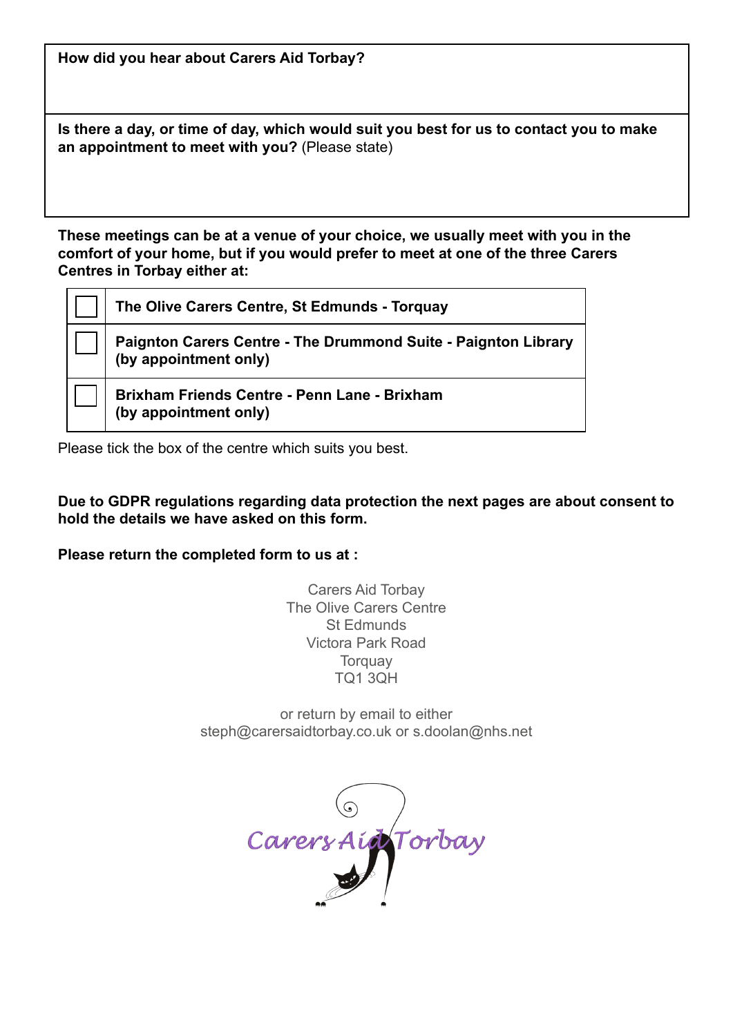| **How did you hear about Carers Aid Torbay?** |
|---|
| **Is there a day, or time of day, which would suit you best for us to contact you to make an appointment to meet with you?** (Please state) |

**These meetings can be at a venue of your choice, we usually meet with you in the comfort of your home, but if you would prefer to meet at one of the three Carers Centres in Torbay either at:**

| | |
|---|---|
| ☐ | **The Olive Carers Centre, St Edmunds - Torquay** |
| ☐ | **Paignton Carers Centre - The Drummond Suite - Paignton Library (by appointment only)** |
| ☐ | **Brixham Friends Centre - Penn Lane - Brixham (by appointment only)** |

Please tick the box of the centre which suits you best.

**Due to GDPR regulations regarding data protection the next pages are about consent to hold the details we have asked on this form.**

**Please return the completed form to us at :**

Carers Aid Torbay
The Olive Carers Centre
St Edmunds
Victora Park Road
Torquay
TQ1 3QH

or return by email to either
steph@carersaidtorbay.co.uk or s.doolan@nhs.net

Carers Aid Torbay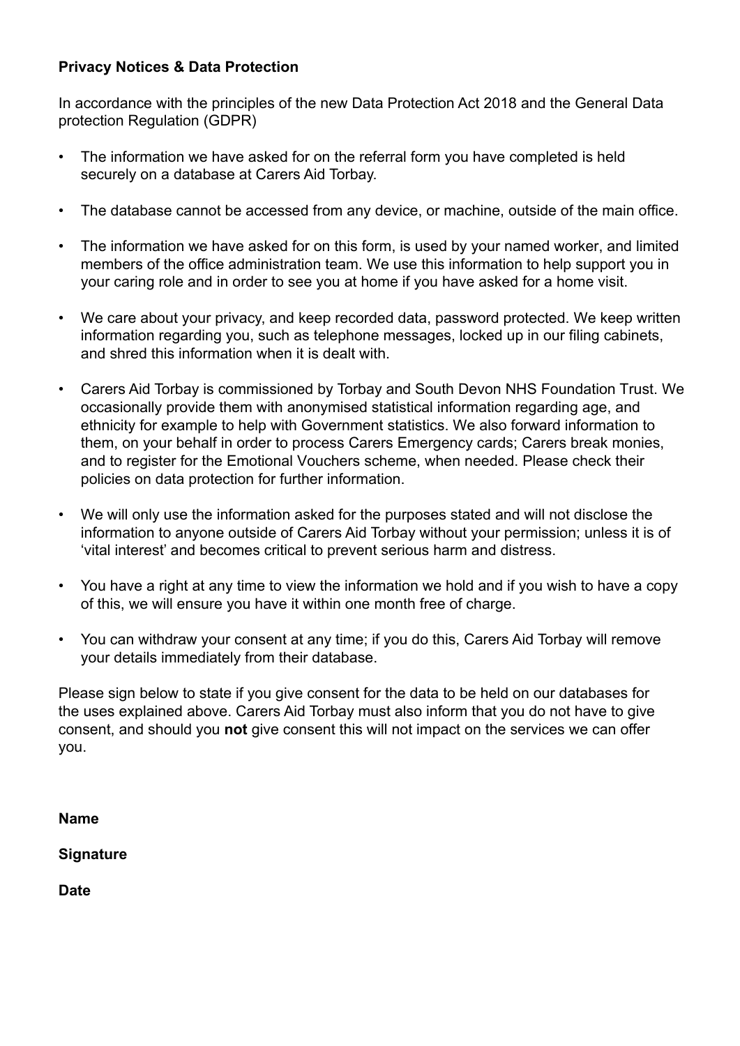**Privacy Notices & Data Protection**

In accordance with the principles of the new Data Protection Act 2018 and the General Data protection Regulation (GDPR)

- The information we have asked for on the referral form you have completed is held securely on a database at Carers Aid Torbay.
- The database cannot be accessed from any device, or machine, outside of the main office.
- The information we have asked for on this form, is used by your named worker, and limited members of the office administration team. We use this information to help support you in your caring role and in order to see you at home if you have asked for a home visit.
- We care about your privacy, and keep recorded data, password protected. We keep written information regarding you, such as telephone messages, locked up in our filing cabinets, and shred this information when it is dealt with.
- Carers Aid Torbay is commissioned by Torbay and South Devon NHS Foundation Trust. We occasionally provide them with anonymised statistical information regarding age, and ethnicity for example to help with Government statistics. We also forward information to them, on your behalf in order to process Carers Emergency cards; Carers break monies, and to register for the Emotional Vouchers scheme, when needed. Please check their policies on data protection for further information.
- We will only use the information asked for the purposes stated and will not disclose the information to anyone outside of Carers Aid Torbay without your permission; unless it is of 'vital interest' and becomes critical to prevent serious harm and distress.
- You have a right at any time to view the information we hold and if you wish to have a copy of this, we will ensure you have it within one month free of charge.
- You can withdraw your consent at any time; if you do this, Carers Aid Torbay will remove your details immediately from their database.

Please sign below to state if you give consent for the data to be held on our databases for the uses explained above. Carers Aid Torbay must also inform that you do not have to give consent, and should you **not** give consent this will not impact on the services we can offer you.

**Name**

**Signature**

**Date**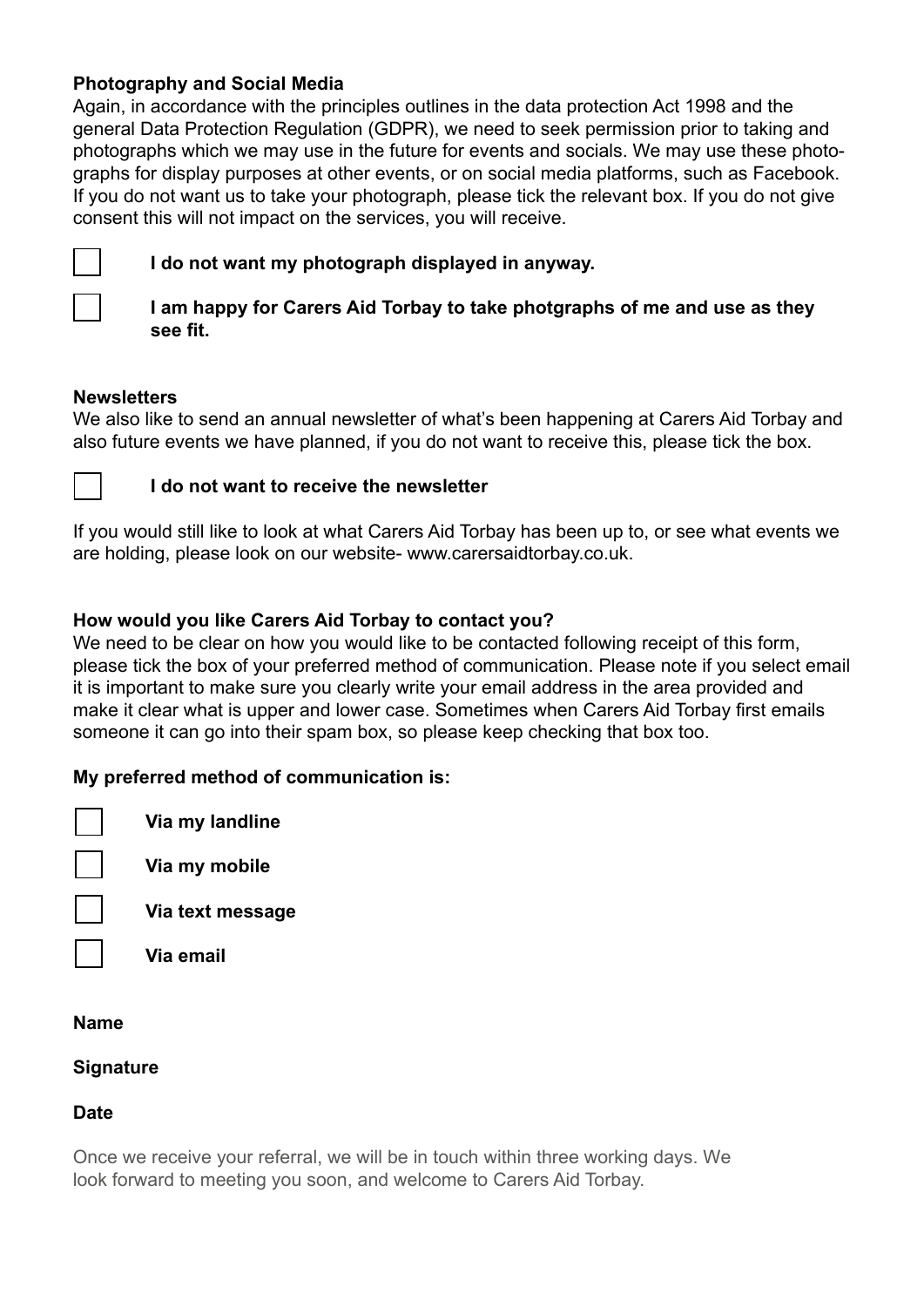**Photography and Social Media**

Again, in accordance with the principles outlines in the data protection Act 1998 and the general Data Protection Regulation (GDPR), we need to seek permission prior to taking and photographs which we may use in the future for events and socials. We may use these photographs for display purposes at other events, or on social media platforms, such as Facebook. If you do not want us to take your photograph, please tick the relevant box. If you do not give consent this will not impact on the services, you will receive.

☐ **I do not want my photograph displayed in anyway.**

☐ **I am happy for Carers Aid Torbay to take photgraphs of me and use as they see fit.**

**Newsletters**

We also like to send an annual newsletter of what's been happening at Carers Aid Torbay and also future events we have planned, if you do not want to receive this, please tick the box.

☐ **I do not want to receive the newsletter**

If you would still like to look at what Carers Aid Torbay has been up to, or see what events we are holding, please look on our website- www.carersaidtorbay.co.uk.

**How would you like Carers Aid Torbay to contact you?**

We need to be clear on how you would like to be contacted following receipt of this form, please tick the box of your preferred method of communication. Please note if you select email it is important to make sure you clearly write your email address in the area provided and make it clear what is upper and lower case. Sometimes when Carers Aid Torbay first emails someone it can go into their spam box, so please keep checking that box too.

**My preferred method of communication is:**

☐ **Via my landline**

☐ **Via my mobile**

☐ **Via text message**

☐ **Via email**

**Name**

**Signature**

**Date**

Once we receive your referral, we will be in touch within three working days. We look forward to meeting you soon, and welcome to Carers Aid Torbay.